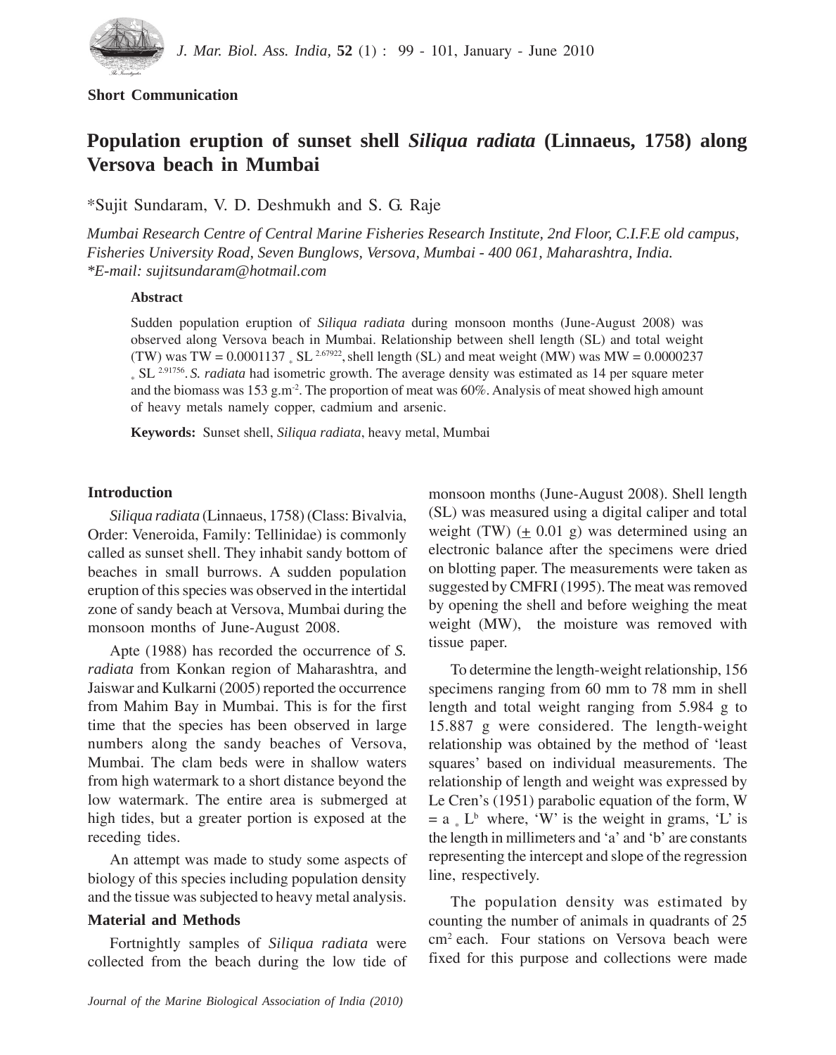**Short Communication**

# Population eruption of sunset shell *Siliqua radiata* (Linnaeus, 1758) along Versova beach in Mumbai

*Sujit Sundaram, V. D. Deshmukh and S. G. Raje

*Mumbai Research Centre of Central Marine Fisheries Research Institute, 2nd Floor, C.I.F.E old campus, Fisheries University Road, Seven Bunglows, Versova, Mumbai - 400 061, Maharashtra, India.*
*\*E-mail: sujitsundaram@hotmail.com*

### Abstract

Sudden population eruption of *Siliqua radiata* during monsoon months (June-August 2008) was observed along Versova beach in Mumbai. Relationship between shell length (SL) and total weight (TW) was $TW = 0.0001137 * SL^{2.67922}$, shell length (SL) and meat weight (MW) was $MW = 0.0000237 * SL^{2.91756}$. *S. radiata* had isometric growth. The average density was estimated as 14 per square meter and the biomass was 153 $g.m^{-2}$. The proportion of meat was 60%. Analysis of meat showed high amount of heavy metals namely copper, cadmium and arsenic.

**Keywords:** Sunset shell, *Siliqua radiata*, heavy metal, Mumbai

## Introduction

*Siliqua radiata* (Linnaeus, 1758) (Class: Bivalvia, Order: Veneroida, Family: Tellinidae) is commonly called as sunset shell. They inhabit sandy bottom of beaches in small burrows. A sudden population eruption of this species was observed in the intertidal zone of sandy beach at Versova, Mumbai during the monsoon months of June-August 2008.

Apte (1988) has recorded the occurrence of *S. radiata* from Konkan region of Maharashtra, and Jaiswar and Kulkarni (2005) reported the occurrence from Mahim Bay in Mumbai. This is for the first time that the species has been observed in large numbers along the sandy beaches of Versova, Mumbai. The clam beds were in shallow waters from high watermark to a short distance beyond the low watermark. The entire area is submerged at high tides, but a greater portion is exposed at the receding tides.

An attempt was made to study some aspects of biology of this species including population density and the tissue was subjected to heavy metal analysis.

## Material and Methods

Fortnightly samples of *Siliqua radiata* were collected from the beach during the low tide of monsoon months (June-August 2008). Shell length (SL) was measured using a digital caliper and total weight (TW) (± 0.01 g) was determined using an electronic balance after the specimens were dried on blotting paper. The measurements were taken as suggested by CMFRI (1995). The meat was removed by opening the shell and before weighing the meat weight (MW), the moisture was removed with tissue paper.

To determine the length-weight relationship, 156 specimens ranging from 60 mm to 78 mm in shell length and total weight ranging from 5.984 g to 15.887 g were considered. The length-weight relationship was obtained by the method of 'least squares' based on individual measurements. The relationship of length and weight was expressed by Le Cren's (1951) parabolic equation of the form, $W = a * L^b$ where, 'W' is the weight in grams, 'L' is the length in millimeters and 'a' and 'b' are constants representing the intercept and slope of the regression line, respectively.

The population density was estimated by counting the number of animals in quadrants of 25 $cm^2$ each. Four stations on Versova beach were fixed for this purpose and collections were made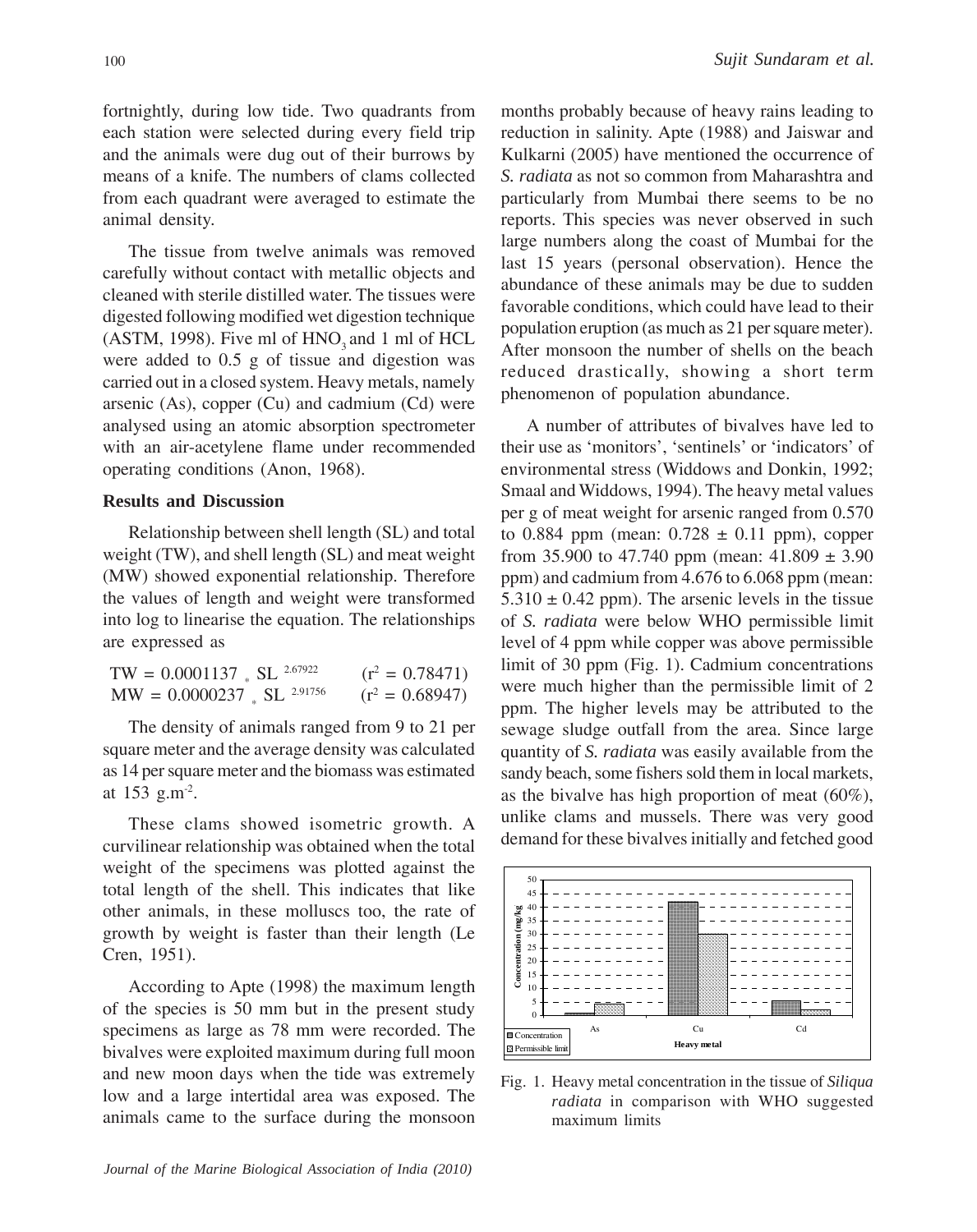fortnightly, during low tide. Two quadrants from each station were selected during every field trip and the animals were dug out of their burrows by means of a knife. The numbers of clams collected from each quadrant were averaged to estimate the animal density.

The tissue from twelve animals was removed carefully without contact with metallic objects and cleaned with sterile distilled water. The tissues were digested following modified wet digestion technique (ASTM, 1998). Five ml of $HNO_3$ and 1 ml of HCL were added to 0.5 g of tissue and digestion was carried out in a closed system. Heavy metals, namely arsenic (As), copper (Cu) and cadmium (Cd) were analysed using an atomic absorption spectrometer with an air-acetylene flame under recommended operating conditions (Anon, 1968).

## Results and Discussion

Relationship between shell length (SL) and total weight (TW), and shell length (SL) and meat weight (MW) showed exponential relationship. Therefore the values of length and weight were transformed into log to linearise the equation. The relationships are expressed as

$$TW = 0.0001137 * SL^{2.67922} \qquad (r^2 = 0.78471)$$

$$MW = 0.0000237 * SL^{2.91756} \qquad (r^2 = 0.68947)$$

The density of animals ranged from 9 to 21 per square meter and the average density was calculated as 14 per square meter and the biomass was estimated at 153 $g.m^{-2}$.

These clams showed isometric growth. A curvilinear relationship was obtained when the total weight of the specimens was plotted against the total length of the shell. This indicates that like other animals, in these molluscs too, the rate of growth by weight is faster than their length (Le Cren, 1951).

According to Apte (1998) the maximum length of the species is 50 mm but in the present study specimens as large as 78 mm were recorded. The bivalves were exploited maximum during full moon and new moon days when the tide was extremely low and a large intertidal area was exposed. The animals came to the surface during the monsoon months probably because of heavy rains leading to reduction in salinity. Apte (1988) and Jaiswar and Kulkarni (2005) have mentioned the occurrence of *S. radiata* as not so common from Maharashtra and particularly from Mumbai there seems to be no reports. This species was never observed in such large numbers along the coast of Mumbai for the last 15 years (personal observation). Hence the abundance of these animals may be due to sudden favorable conditions, which could have lead to their population eruption (as much as 21 per square meter). After monsoon the number of shells on the beach reduced drastically, showing a short term phenomenon of population abundance.

A number of attributes of bivalves have led to their use as 'monitors', 'sentinels' or 'indicators' of environmental stress (Widdows and Donkin, 1992; Smaal and Widdows, 1994). The heavy metal values per g of meat weight for arsenic ranged from 0.570 to 0.884 ppm (mean: 0.728 ± 0.11 ppm), copper from 35.900 to 47.740 ppm (mean: 41.809 ± 3.90 ppm) and cadmium from 4.676 to 6.068 ppm (mean: 5.310 ± 0.42 ppm). The arsenic levels in the tissue of *S. radiata* were below WHO permissible limit level of 4 ppm while copper was above permissible limit of 30 ppm (Fig. 1). Cadmium concentrations were much higher than the permissible limit of 2 ppm. The higher levels may be attributed to the sewage sludge outfall from the area. Since large quantity of *S. radiata* was easily available from the sandy beach, some fishers sold them in local markets, as the bivalve has high proportion of meat (60%), unlike clams and mussels. There was very good demand for these bivalves initially and fetched good

Fig. 1. Heavy metal concentration in the tissue of *Siliqua radiata* in comparison with WHO suggested maximum limits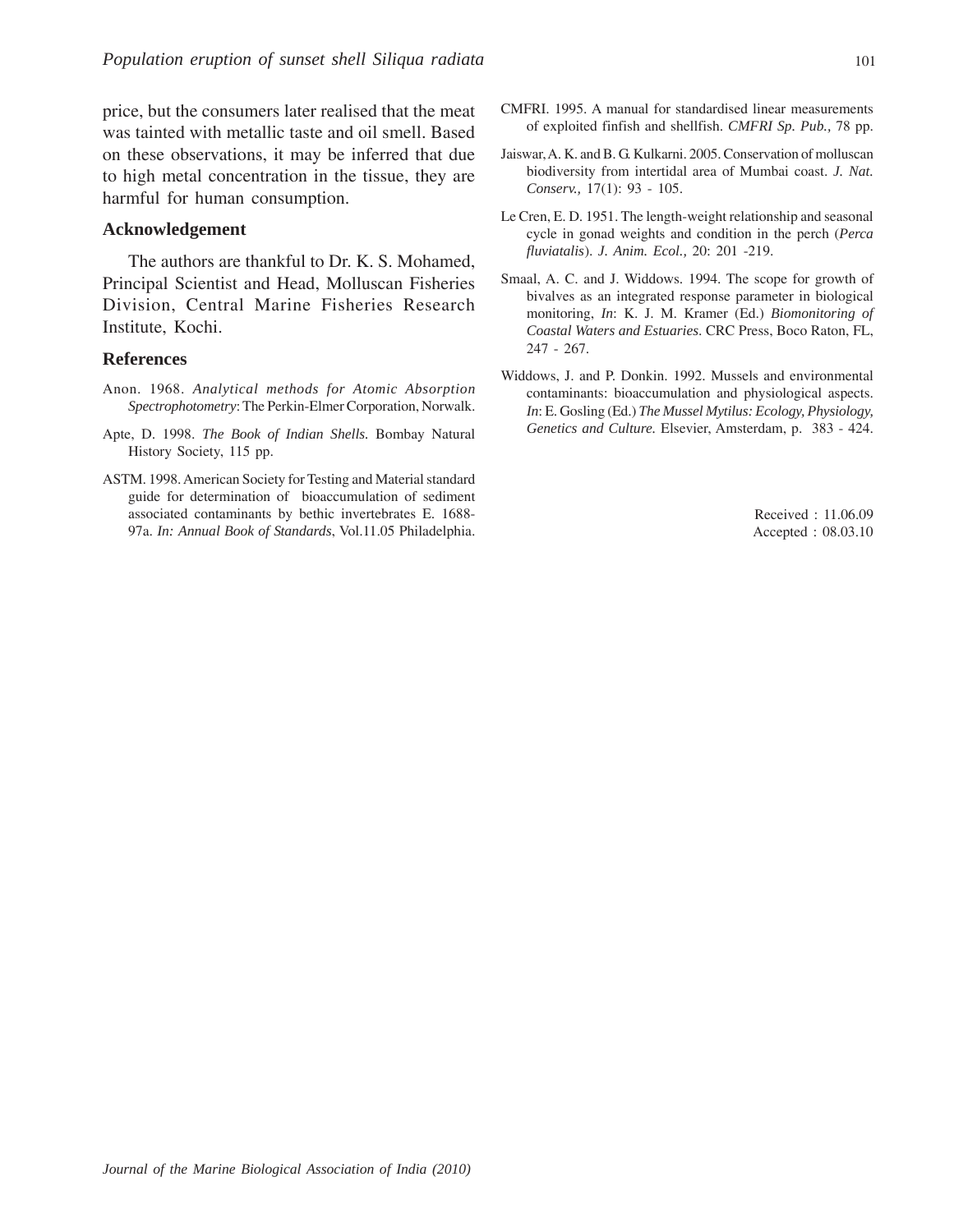price, but the consumers later realised that the meat was tainted with metallic taste and oil smell. Based on these observations, it may be inferred that due to high metal concentration in the tissue, they are harmful for human consumption.

## Acknowledgement

The authors are thankful to Dr. K. S. Mohamed, Principal Scientist and Head, Molluscan Fisheries Division, Central Marine Fisheries Research Institute, Kochi.

## References

Anon. 1968. *Analytical methods for Atomic Absorption Spectrophotometry*: The Perkin-Elmer Corporation, Norwalk.

Apte, D. 1998. *The Book of Indian Shells.* Bombay Natural History Society, 115 pp.

ASTM. 1998. American Society for Testing and Material standard guide for determination of bioaccumulation of sediment associated contaminants by bethic invertebrates E. 1688-97a. *In: Annual Book of Standards*, Vol.11.05 Philadelphia.

CMFRI. 1995. A manual for standardised linear measurements of exploited finfish and shellfish. *CMFRI Sp. Pub.,* 78 pp.

Jaiswar, A. K. and B. G. Kulkarni. 2005. Conservation of molluscan biodiversity from intertidal area of Mumbai coast. *J. Nat. Conserv.,* 17(1): 93 - 105.

Le Cren, E. D. 1951. The length-weight relationship and seasonal cycle in gonad weights and condition in the perch (*Perca fluviatalis*). *J. Anim. Ecol.,* 20: 201 -219.

Smaal, A. C. and J. Widdows. 1994. The scope for growth of bivalves as an integrated response parameter in biological monitoring, *In*: K. J. M. Kramer (Ed.) *Biomonitoring of Coastal Waters and Estuaries*. CRC Press, Boco Raton, FL, 247 - 267.

Widdows, J. and P. Donkin. 1992. Mussels and environmental contaminants: bioaccumulation and physiological aspects. *In*: E. Gosling (Ed.) *The Mussel Mytilus: Ecology, Physiology, Genetics and Culture.* Elsevier, Amsterdam, p. 383 - 424.

Received : 11.06.09
Accepted : 08.03.10